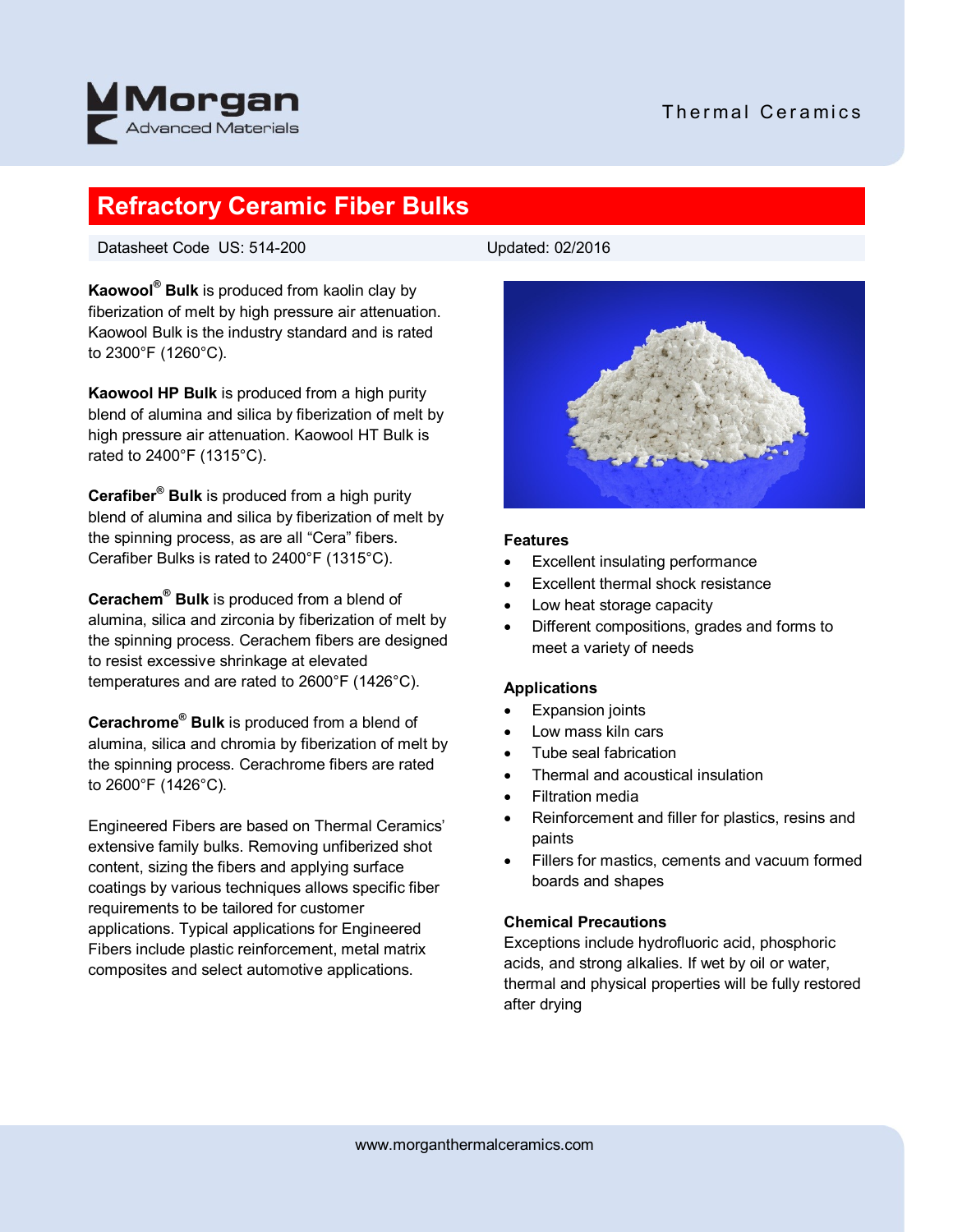Thermal Ceramics

# Refractory Ceramic Fiber Bulks

Datasheet Code US: 514-200 | Updated: 02/2016

**Kaowool® Bulk** is produced from kaolin clay by fiberization of melt by high pressure air attenuation. Kaowool Bulk is the industry standard and is rated to 2300°F (1260°C).

**Kaowool HP Bulk** is produced from a high purity blend of alumina and silica by fiberization of melt by high pressure air attenuation. Kaowool HT Bulk is rated to 2400°F (1315°C).

**Cerafiber® Bulk** is produced from a high purity blend of alumina and silica by fiberization of melt by the spinning process, as are all "Cera" fibers. Cerafiber Bulks is rated to 2400°F (1315°C).

**Cerachem® Bulk** is produced from a blend of alumina, silica and zirconia by fiberization of melt by the spinning process. Cerachem fibers are designed to resist excessive shrinkage at elevated temperatures and are rated to 2600°F (1426°C).

**Cerachrome® Bulk** is produced from a blend of alumina, silica and chromia by fiberization of melt by the spinning process. Cerachrome fibers are rated to 2600°F (1426°C).

Engineered Fibers are based on Thermal Ceramics' extensive family bulks. Removing unfiberized shot content, sizing the fibers and applying surface coatings by various techniques allows specific fiber requirements to be tailored for customer applications. Typical applications for Engineered Fibers include plastic reinforcement, metal matrix composites and select automotive applications.

### Features

- Excellent insulating performance
- Excellent thermal shock resistance
- Low heat storage capacity
- Different compositions, grades and forms to meet a variety of needs

### Applications

- Expansion joints
- Low mass kiln cars
- Tube seal fabrication
- Thermal and acoustical insulation
- Filtration media
- Reinforcement and filler for plastics, resins and paints
- Fillers for mastics, cements and vacuum formed boards and shapes

### Chemical Precautions

Exceptions include hydrofluoric acid, phosphoric acids, and strong alkalies. If wet by oil or water, thermal and physical properties will be fully restored after drying

www.morganthermalceramics.com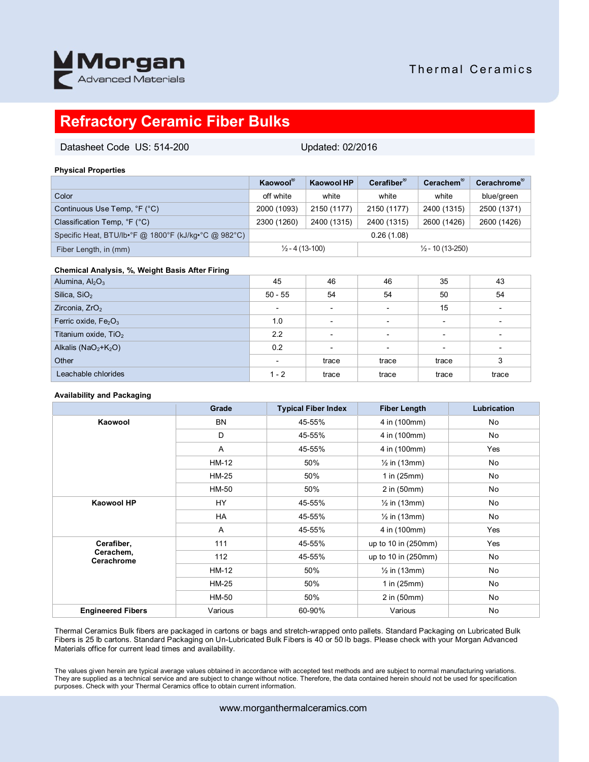Morgan Advanced Materials

Thermal Ceramics

# Refractory Ceramic Fiber Bulks

Datasheet Code US: 514-200 Updated: 02/2016

### Physical Properties

| | Kaowool® | Kaowool HP | Cerafiber® | Cerachem® | Cerachrome® |
|---|---|---|---|---|---|
| Color | off white | white | white | white | blue/green |
| Continuous Use Temp, °F (°C) | 2000 (1093) | 2150 (1177) | 2150 (1177) | 2400 (1315) | 2500 (1371) |
| Classification Temp, °F (°C) | 2300 (1260) | 2400 (1315) | 2400 (1315) | 2600 (1426) | 2600 (1426) |
| Specific Heat, BTU/lb•°F @ 1800°F (kJ/kg•°C @ 982°C) | 0.26 (1.08) | | | | |
| Fiber Length, in (mm) | ½ - 4 (13-100) | | ½ - 10 (13-250) | | |

### Chemical Analysis, %, Weight Basis After Firing

| | Kaowool® | Kaowool HP | Cerafiber® | Cerachem® | Cerachrome® |
|---|---|---|---|---|---|
| Alumina, $Al_2O_3$ | 45 | 46 | 46 | 35 | 43 |
| Silica, $SiO_2$ | 50 - 55 | 54 | 54 | 50 | 54 |
| Zirconia, $ZrO_2$ | - | - | - | 15 | - |
| Ferric oxide, $Fe_2O_3$ | 1.0 | - | - | - | - |
| Titanium oxide, $TiO_2$ | 2.2 | - | - | - | - |
| Alkalis ($NaO_2$+$K_2O$) | 0.2 | - | - | - | - |
| Other | - | trace | trace | trace | 3 |
| Leachable chlorides | 1 - 2 | trace | trace | trace | trace |

### Availability and Packaging

| | Grade | Typical Fiber Index | Fiber Length | Lubrication |
|---|---|---|---|---|
| **Kaowool** | BN | 45-55% | 4 in (100mm) | No |
| | D | 45-55% | 4 in (100mm) | No |
| | A | 45-55% | 4 in (100mm) | Yes |
| | HM-12 | 50% | ½ in (13mm) | No |
| | HM-25 | 50% | 1 in (25mm) | No |
| | HM-50 | 50% | 2 in (50mm) | No |
| **Kaowool HP** | HY | 45-55% | ½ in (13mm) | No |
| | HA | 45-55% | ½ in (13mm) | No |
| | A | 45-55% | 4 in (100mm) | Yes |
| **Cerafiber, Cerachem, Cerachrome** | 111 | 45-55% | up to 10 in (250mm) | Yes |
| | 112 | 45-55% | up to 10 in (250mm) | No |
| | HM-12 | 50% | ½ in (13mm) | No |
| | HM-25 | 50% | 1 in (25mm) | No |
| | HM-50 | 50% | 2 in (50mm) | No |
| **Engineered Fibers** | Various | 60-90% | Various | No |

Thermal Ceramics Bulk fibers are packaged in cartons or bags and stretch-wrapped onto pallets. Standard Packaging on Lubricated Bulk Fibers is 25 lb cartons. Standard Packaging on Un-Lubricated Bulk Fibers is 40 or 50 lb bags. Please check with your Morgan Advanced Materials office for current lead times and availability.

The values given herein are typical average values obtained in accordance with accepted test methods and are subject to normal manufacturing variations. They are supplied as a technical service and are subject to change without notice. Therefore, the data contained herein should not be used for specification purposes. Check with your Thermal Ceramics office to obtain current information.

www.morganthermalceramics.com